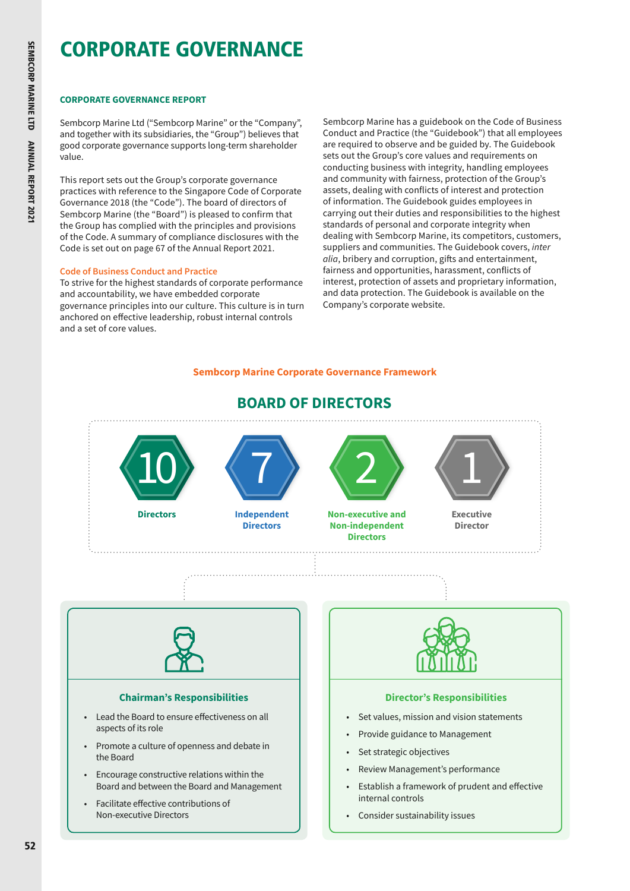# CORPORATE GOVERNANCE

## CORPORATE GOVERNANCE REPORT

Sembcorp Marine Ltd ("Sembcorp Marine" or the "Company", and together with its subsidiaries, the "Group") believes that good corporate governance supports long-term shareholder value.

This report sets out the Group's corporate governance practices with reference to the Singapore Code of Corporate Governance 2018 (the "Code"). The board of directors of Sembcorp Marine (the "Board") is pleased to confirm that the Group has complied with the principles and provisions of the Code. A summary of compliance disclosures with the Code is set out on page 67 of the Annual Report 2021.

### Code of Business Conduct and Practice

To strive for the highest standards of corporate performance and accountability, we have embedded corporate governance principles into our culture. This culture is in turn anchored on effective leadership, robust internal controls and a set of core values.

Sembcorp Marine has a guidebook on the Code of Business Conduct and Practice (the "Guidebook") that all employees are required to observe and be guided by. The Guidebook sets out the Group's core values and requirements on conducting business with integrity, handling employees and community with fairness, protection of the Group's assets, dealing with conflicts of interest and protection of information. The Guidebook guides employees in carrying out their duties and responsibilities to the highest standards of personal and corporate integrity when dealing with Sembcorp Marine, its competitors, customers, suppliers and communities. The Guidebook covers, *inter alia*, bribery and corruption, gifts and entertainment, fairness and opportunities, harassment, conflicts of interest, protection of assets and proprietary information, and data protection. The Guidebook is available on the Company's corporate website.

### Sembcorp Marine Corporate Governance Framework

#### BOARD OF DIRECTORS

- **10** Directors
- **7** Independent Directors
- **2** Non-executive and Non-independent Directors
- **1** Executive Director

#### Chairman's Responsibilities

- Lead the Board to ensure effectiveness on all aspects of its role
- Promote a culture of openness and debate in the Board
- Encourage constructive relations within the Board and between the Board and Management
- Facilitate effective contributions of Non-executive Directors

#### Director's Responsibilities

- Set values, mission and vision statements
- Provide guidance to Management
- Set strategic objectives
- Review Management's performance
- Establish a framework of prudent and effective internal controls
- Consider sustainability issues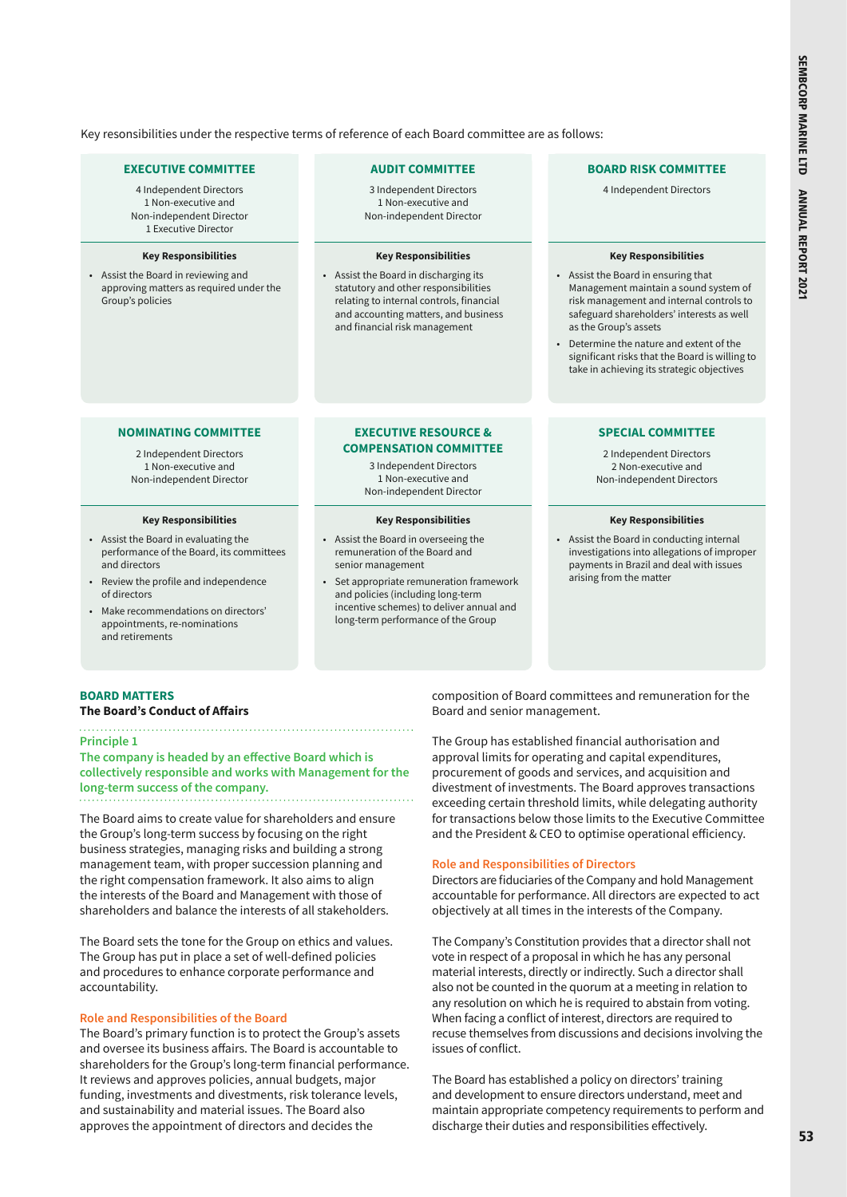Key resonsibilities under the respective terms of reference of each Board committee are as follows:

### EXECUTIVE COMMITTEE

4 Independent Directors
1 Non-executive and Non-independent Director
1 Executive Director

**Key Responsibilities**

- Assist the Board in reviewing and approving matters as required under the Group's policies

### AUDIT COMMITTEE

3 Independent Directors
1 Non-executive and Non-independent Director

**Key Responsibilities**

- Assist the Board in discharging its statutory and other responsibilities relating to internal controls, financial and accounting matters, and business and financial risk management

### BOARD RISK COMMITTEE

4 Independent Directors

**Key Responsibilities**

- Assist the Board in ensuring that Management maintain a sound system of risk management and internal controls to safeguard shareholders' interests as well as the Group's assets
- Determine the nature and extent of the significant risks that the Board is willing to take in achieving its strategic objectives

### NOMINATING COMMITTEE

2 Independent Directors
1 Non-executive and Non-independent Director

**Key Responsibilities**

- Assist the Board in evaluating the performance of the Board, its committees and directors
- Review the profile and independence of directors
- Make recommendations on directors' appointments, re-nominations and retirements

### EXECUTIVE RESOURCE & COMPENSATION COMMITTEE

3 Independent Directors
1 Non-executive and Non-independent Director

**Key Responsibilities**

- Assist the Board in overseeing the remuneration of the Board and senior management
- Set appropriate remuneration framework and policies (including long-term incentive schemes) to deliver annual and long-term performance of the Group

### SPECIAL COMMITTEE

2 Independent Directors
2 Non-executive and Non-independent Directors

**Key Responsibilities**

- Assist the Board in conducting internal investigations into allegations of improper payments in Brazil and deal with issues arising from the matter

## BOARD MATTERS

### The Board's Conduct of Affairs

**Principle 1**

**The company is headed by an effective Board which is collectively responsible and works with Management for the long-term success of the company.**

The Board aims to create value for shareholders and ensure the Group's long-term success by focusing on the right business strategies, managing risks and building a strong management team, with proper succession planning and the right compensation framework. It also aims to align the interests of the Board and Management with those of shareholders and balance the interests of all stakeholders.

The Board sets the tone for the Group on ethics and values. The Group has put in place a set of well-defined policies and procedures to enhance corporate performance and accountability.

#### Role and Responsibilities of the Board

The Board's primary function is to protect the Group's assets and oversee its business affairs. The Board is accountable to shareholders for the Group's long-term financial performance. It reviews and approves policies, annual budgets, major funding, investments and divestments, risk tolerance levels, and sustainability and material issues. The Board also approves the appointment of directors and decides the composition of Board committees and remuneration for the Board and senior management.

The Group has established financial authorisation and approval limits for operating and capital expenditures, procurement of goods and services, and acquisition and divestment of investments. The Board approves transactions exceeding certain threshold limits, while delegating authority for transactions below those limits to the Executive Committee and the President & CEO to optimise operational efficiency.

#### Role and Responsibilities of Directors

Directors are fiduciaries of the Company and hold Management accountable for performance. All directors are expected to act objectively at all times in the interests of the Company.

The Company's Constitution provides that a director shall not vote in respect of a proposal in which he has any personal material interests, directly or indirectly. Such a director shall also not be counted in the quorum at a meeting in relation to any resolution on which he is required to abstain from voting. When facing a conflict of interest, directors are required to recuse themselves from discussions and decisions involving the issues of conflict.

The Board has established a policy on directors' training and development to ensure directors understand, meet and maintain appropriate competency requirements to perform and discharge their duties and responsibilities effectively.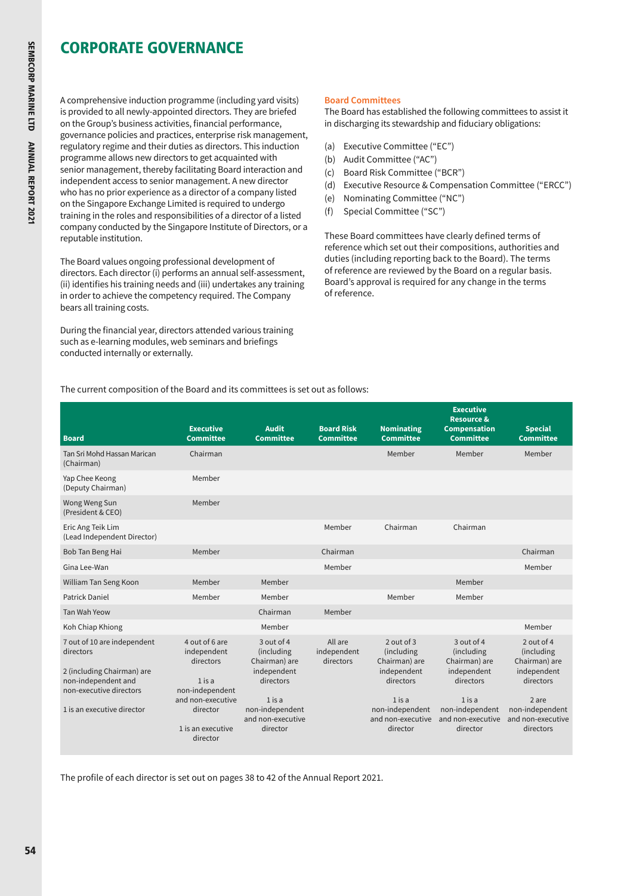# CORPORATE GOVERNANCE

A comprehensive induction programme (including yard visits) is provided to all newly-appointed directors. They are briefed on the Group's business activities, financial performance, governance policies and practices, enterprise risk management, regulatory regime and their duties as directors. This induction programme allows new directors to get acquainted with senior management, thereby facilitating Board interaction and independent access to senior management. A new director who has no prior experience as a director of a company listed on the Singapore Exchange Limited is required to undergo training in the roles and responsibilities of a director of a listed company conducted by the Singapore Institute of Directors, or a reputable institution.

The Board values ongoing professional development of directors. Each director (i) performs an annual self-assessment, (ii) identifies his training needs and (iii) undertakes any training in order to achieve the competency required. The Company bears all training costs.

During the financial year, directors attended various training such as e-learning modules, web seminars and briefings conducted internally or externally.

## Board Committees

The Board has established the following committees to assist it in discharging its stewardship and fiduciary obligations:

(a) Executive Committee ("EC")
(b) Audit Committee ("AC")
(c) Board Risk Committee ("BCR")
(d) Executive Resource & Compensation Committee ("ERCC")
(e) Nominating Committee ("NC")
(f) Special Committee ("SC")

These Board committees have clearly defined terms of reference which set out their compositions, authorities and duties (including reporting back to the Board). The terms of reference are reviewed by the Board on a regular basis. Board's approval is required for any change in the terms of reference.

The current composition of the Board and its committees is set out as follows:

| Board | Executive Committee | Audit Committee | Board Risk Committee | Nominating Committee | Executive Resource & Compensation Committee | Special Committee |
|---|---|---|---|---|---|---|
| Tan Sri Mohd Hassan Marican (Chairman) | Chairman | | | Member | Member | Member |
| Yap Chee Keong (Deputy Chairman) | Member | | | | | |
| Wong Weng Sun (President & CEO) | Member | | | | | |
| Eric Ang Teik Lim (Lead Independent Director) | | | Member | Chairman | Chairman | |
| Bob Tan Beng Hai | Member | | Chairman | | | Chairman |
| Gina Lee-Wan | | | Member | | | Member |
| William Tan Seng Koon | Member | Member | | | Member | |
| Patrick Daniel | Member | Member | | Member | Member | |
| Tan Wah Yeow | | Chairman | Member | | | |
| Koh Chiap Khiong | | Member | | | | Member |
| 7 out of 10 are independent directors<br><br>2 (including Chairman) are non-independent and non-executive directors<br><br>1 is an executive director | 4 out of 6 are independent directors<br><br>1 is a non-independent and non-executive director<br><br>1 is an executive director | 3 out of 4 (including Chairman) are independent directors<br><br>1 is a non-independent and non-executive director | All are independent directors | 2 out of 3 (including Chairman) are independent directors<br><br>1 is a non-independent and non-executive director | 3 out of 4 (including Chairman) are independent directors<br><br>1 is a non-independent and non-executive director | 2 out of 4 (including Chairman) are independent directors<br><br>2 are non-independent and non-executive directors |

The profile of each director is set out on pages 38 to 42 of the Annual Report 2021.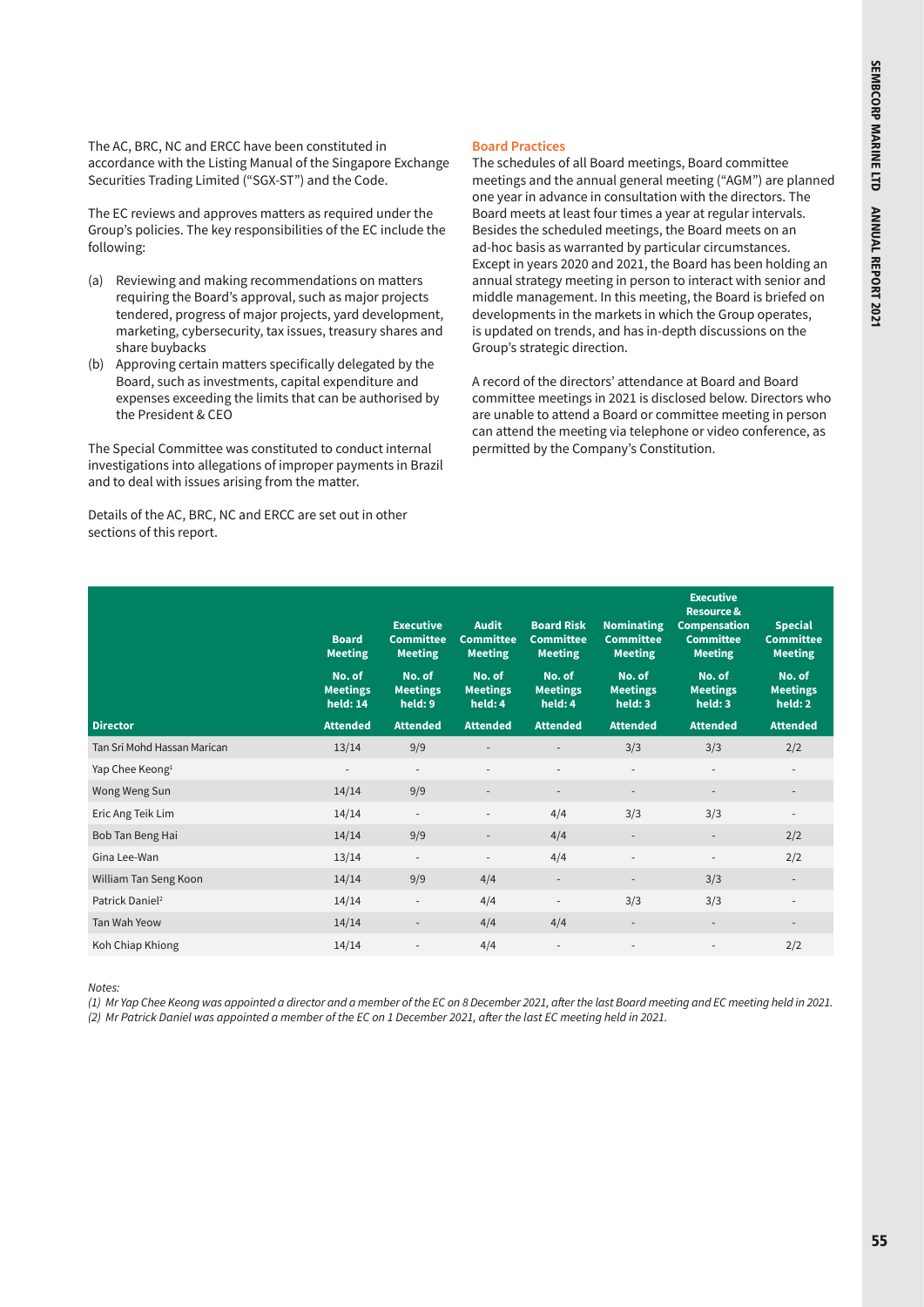The AC, BRC, NC and ERCC have been constituted in accordance with the Listing Manual of the Singapore Exchange Securities Trading Limited ("SGX-ST") and the Code.

The EC reviews and approves matters as required under the Group's policies. The key responsibilities of the EC include the following:

(a) Reviewing and making recommendations on matters requiring the Board's approval, such as major projects tendered, progress of major projects, yard development, marketing, cybersecurity, tax issues, treasury shares and share buybacks
(b) Approving certain matters specifically delegated by the Board, such as investments, capital expenditure and expenses exceeding the limits that can be authorised by the President & CEO

The Special Committee was constituted to conduct internal investigations into allegations of improper payments in Brazil and to deal with issues arising from the matter.

Details of the AC, BRC, NC and ERCC are set out in other sections of this report.

### Board Practices

The schedules of all Board meetings, Board committee meetings and the annual general meeting ("AGM") are planned one year in advance in consultation with the directors. The Board meets at least four times a year at regular intervals. Besides the scheduled meetings, the Board meets on an ad-hoc basis as warranted by particular circumstances. Except in years 2020 and 2021, the Board has been holding an annual strategy meeting in person to interact with senior and middle management. In this meeting, the Board is briefed on developments in the markets in which the Group operates, is updated on trends, and has in-depth discussions on the Group's strategic direction.

A record of the directors' attendance at Board and Board committee meetings in 2021 is disclosed below. Directors who are unable to attend a Board or committee meeting in person can attend the meeting via telephone or video conference, as permitted by the Company's Constitution.

| | Board Meeting | Executive Committee Meeting | Audit Committee Meeting | Board Risk Committee Meeting | Nominating Committee Meeting | Executive Resource & Compensation Committee Meeting | Special Committee Meeting |
|---|---|---|---|---|---|---|---|
| | No. of Meetings held: 14 | No. of Meetings held: 9 | No. of Meetings held: 4 | No. of Meetings held: 4 | No. of Meetings held: 3 | No. of Meetings held: 3 | No. of Meetings held: 2 |
| **Director** | **Attended** | **Attended** | **Attended** | **Attended** | **Attended** | **Attended** | **Attended** |
| Tan Sri Mohd Hassan Marican | 13/14 | 9/9 | - | - | 3/3 | 3/3 | 2/2 |
| Yap Chee Keong[1] | - | - | - | - | - | - | - |
| Wong Weng Sun | 14/14 | 9/9 | - | - | - | - | - |
| Eric Ang Teik Lim | 14/14 | - | - | 4/4 | 3/3 | 3/3 | - |
| Bob Tan Beng Hai | 14/14 | 9/9 | - | 4/4 | - | - | 2/2 |
| Gina Lee-Wan | 13/14 | - | - | 4/4 | - | - | 2/2 |
| William Tan Seng Koon | 14/14 | 9/9 | 4/4 | - | - | 3/3 | - |
| Patrick Daniel[2] | 14/14 | - | 4/4 | - | 3/3 | 3/3 | - |
| Tan Wah Yeow | 14/14 | - | 4/4 | 4/4 | - | - | - |
| Koh Chiap Khiong | 14/14 | - | 4/4 | - | - | - | 2/2 |

*Notes:*
*(1) Mr Yap Chee Keong was appointed a director and a member of the EC on 8 December 2021, after the last Board meeting and EC meeting held in 2021.*
*(2) Mr Patrick Daniel was appointed a member of the EC on 1 December 2021, after the last EC meeting held in 2021.*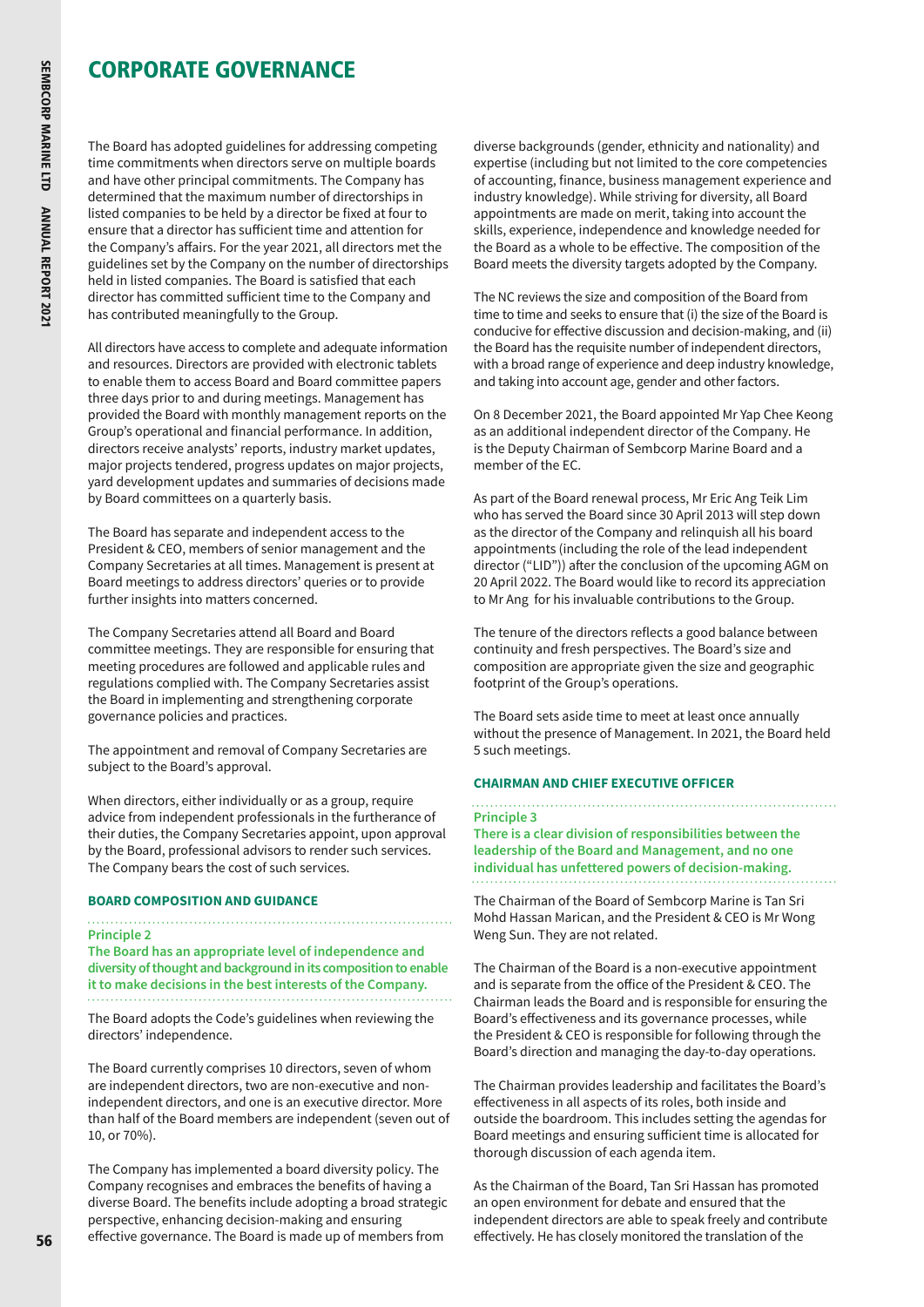# CORPORATE GOVERNANCE

The Board has adopted guidelines for addressing competing time commitments when directors serve on multiple boards and have other principal commitments. The Company has determined that the maximum number of directorships in listed companies to be held by a director be fixed at four to ensure that a director has sufficient time and attention for the Company's affairs. For the year 2021, all directors met the guidelines set by the Company on the number of directorships held in listed companies. The Board is satisfied that each director has committed sufficient time to the Company and has contributed meaningfully to the Group.

All directors have access to complete and adequate information and resources. Directors are provided with electronic tablets to enable them to access Board and Board committee papers three days prior to and during meetings. Management has provided the Board with monthly management reports on the Group's operational and financial performance. In addition, directors receive analysts' reports, industry market updates, major projects tendered, progress updates on major projects, yard development updates and summaries of decisions made by Board committees on a quarterly basis.

The Board has separate and independent access to the President & CEO, members of senior management and the Company Secretaries at all times. Management is present at Board meetings to address directors' queries or to provide further insights into matters concerned.

The Company Secretaries attend all Board and Board committee meetings. They are responsible for ensuring that meeting procedures are followed and applicable rules and regulations complied with. The Company Secretaries assist the Board in implementing and strengthening corporate governance policies and practices.

The appointment and removal of Company Secretaries are subject to the Board's approval.

When directors, either individually or as a group, require advice from independent professionals in the furtherance of their duties, the Company Secretaries appoint, upon approval by the Board, professional advisors to render such services. The Company bears the cost of such services.

### BOARD COMPOSITION AND GUIDANCE

**Principle 2**
**The Board has an appropriate level of independence and diversity of thought and background in its composition to enable it to make decisions in the best interests of the Company.**

The Board adopts the Code's guidelines when reviewing the directors' independence.

The Board currently comprises 10 directors, seven of whom are independent directors, two are non-executive and non-independent directors, and one is an executive director. More than half of the Board members are independent (seven out of 10, or 70%).

The Company has implemented a board diversity policy. The Company recognises and embraces the benefits of having a diverse Board. The benefits include adopting a broad strategic perspective, enhancing decision-making and ensuring effective governance. The Board is made up of members from diverse backgrounds (gender, ethnicity and nationality) and expertise (including but not limited to the core competencies of accounting, finance, business management experience and industry knowledge). While striving for diversity, all Board appointments are made on merit, taking into account the skills, experience, independence and knowledge needed for the Board as a whole to be effective. The composition of the Board meets the diversity targets adopted by the Company.

The NC reviews the size and composition of the Board from time to time and seeks to ensure that (i) the size of the Board is conducive for effective discussion and decision-making, and (ii) the Board has the requisite number of independent directors, with a broad range of experience and deep industry knowledge, and taking into account age, gender and other factors.

On 8 December 2021, the Board appointed Mr Yap Chee Keong as an additional independent director of the Company. He is the Deputy Chairman of Sembcorp Marine Board and a member of the EC.

As part of the Board renewal process, Mr Eric Ang Teik Lim who has served the Board since 30 April 2013 will step down as the director of the Company and relinquish all his board appointments (including the role of the lead independent director ("LID")) after the conclusion of the upcoming AGM on 20 April 2022. The Board would like to record its appreciation to Mr Ang for his invaluable contributions to the Group.

The tenure of the directors reflects a good balance between continuity and fresh perspectives. The Board's size and composition are appropriate given the size and geographic footprint of the Group's operations.

The Board sets aside time to meet at least once annually without the presence of Management. In 2021, the Board held 5 such meetings.

### CHAIRMAN AND CHIEF EXECUTIVE OFFICER

**Principle 3**
**There is a clear division of responsibilities between the leadership of the Board and Management, and no one individual has unfettered powers of decision-making.**

The Chairman of the Board of Sembcorp Marine is Tan Sri Mohd Hassan Marican, and the President & CEO is Mr Wong Weng Sun. They are not related.

The Chairman of the Board is a non-executive appointment and is separate from the office of the President & CEO. The Chairman leads the Board and is responsible for ensuring the Board's effectiveness and its governance processes, while the President & CEO is responsible for following through the Board's direction and managing the day-to-day operations.

The Chairman provides leadership and facilitates the Board's effectiveness in all aspects of its roles, both inside and outside the boardroom. This includes setting the agendas for Board meetings and ensuring sufficient time is allocated for thorough discussion of each agenda item.

As the Chairman of the Board, Tan Sri Hassan has promoted an open environment for debate and ensured that the independent directors are able to speak freely and contribute effectively. He has closely monitored the translation of the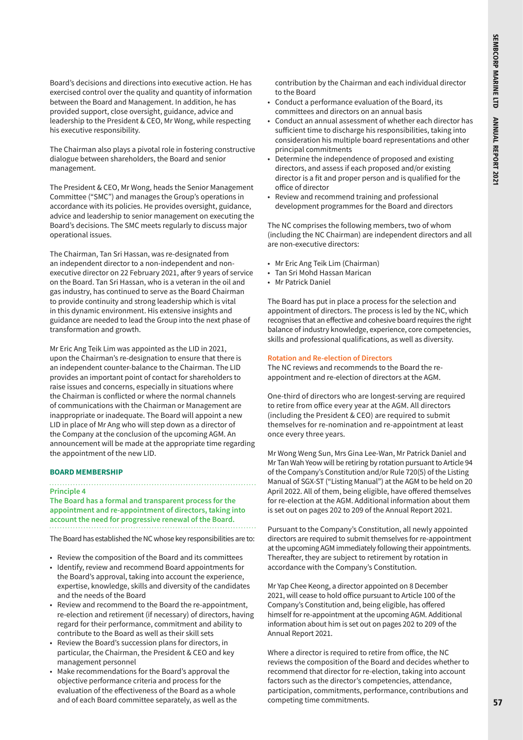Board's decisions and directions into executive action. He has exercised control over the quality and quantity of information between the Board and Management. In addition, he has provided support, close oversight, guidance, advice and leadership to the President & CEO, Mr Wong, while respecting his executive responsibility.

The Chairman also plays a pivotal role in fostering constructive dialogue between shareholders, the Board and senior management.

The President & CEO, Mr Wong, heads the Senior Management Committee ("SMC") and manages the Group's operations in accordance with its policies. He provides oversight, guidance, advice and leadership to senior management on executing the Board's decisions. The SMC meets regularly to discuss major operational issues.

The Chairman, Tan Sri Hassan, was re-designated from an independent director to a non-independent and non-executive director on 22 February 2021, after 9 years of service on the Board. Tan Sri Hassan, who is a veteran in the oil and gas industry, has continued to serve as the Board Chairman to provide continuity and strong leadership which is vital in this dynamic environment. His extensive insights and guidance are needed to lead the Group into the next phase of transformation and growth.

Mr Eric Ang Teik Lim was appointed as the LID in 2021, upon the Chairman's re-designation to ensure that there is an independent counter-balance to the Chairman. The LID provides an important point of contact for shareholders to raise issues and concerns, especially in situations where the Chairman is conflicted or where the normal channels of communications with the Chairman or Management are inappropriate or inadequate. The Board will appoint a new LID in place of Mr Ang who will step down as a director of the Company at the conclusion of the upcoming AGM. An announcement will be made at the appropriate time regarding the appointment of the new LID.

## BOARD MEMBERSHIP

**Principle 4**
**The Board has a formal and transparent process for the appointment and re-appointment of directors, taking into account the need for progressive renewal of the Board.**

The Board has established the NC whose key responsibilities are to:

- Review the composition of the Board and its committees
- Identify, review and recommend Board appointments for the Board's approval, taking into account the experience, expertise, knowledge, skills and diversity of the candidates and the needs of the Board
- Review and recommend to the Board the re-appointment, re-election and retirement (if necessary) of directors, having regard for their performance, commitment and ability to contribute to the Board as well as their skill sets
- Review the Board's succession plans for directors, in particular, the Chairman, the President & CEO and key management personnel
- Make recommendations for the Board's approval the objective performance criteria and process for the evaluation of the effectiveness of the Board as a whole and of each Board committee separately, as well as the contribution by the Chairman and each individual director to the Board
- Conduct a performance evaluation of the Board, its committees and directors on an annual basis
- Conduct an annual assessment of whether each director has sufficient time to discharge his responsibilities, taking into consideration his multiple board representations and other principal commitments
- Determine the independence of proposed and existing directors, and assess if each proposed and/or existing director is a fit and proper person and is qualified for the office of director
- Review and recommend training and professional development programmes for the Board and directors

The NC comprises the following members, two of whom (including the NC Chairman) are independent directors and all are non-executive directors:

- Mr Eric Ang Teik Lim (Chairman)
- Tan Sri Mohd Hassan Marican
- Mr Patrick Daniel

The Board has put in place a process for the selection and appointment of directors. The process is led by the NC, which recognises that an effective and cohesive board requires the right balance of industry knowledge, experience, core competencies, skills and professional qualifications, as well as diversity.

### Rotation and Re-election of Directors

The NC reviews and recommends to the Board the re-appointment and re-election of directors at the AGM.

One-third of directors who are longest-serving are required to retire from office every year at the AGM. All directors (including the President & CEO) are required to submit themselves for re-nomination and re-appointment at least once every three years.

Mr Wong Weng Sun, Mrs Gina Lee-Wan, Mr Patrick Daniel and Mr Tan Wah Yeow will be retiring by rotation pursuant to Article 94 of the Company's Constitution and/or Rule 720(5) of the Listing Manual of SGX-ST ("Listing Manual") at the AGM to be held on 20 April 2022. All of them, being eligible, have offered themselves for re-election at the AGM. Additional information about them is set out on pages 202 to 209 of the Annual Report 2021.

Pursuant to the Company's Constitution, all newly appointed directors are required to submit themselves for re-appointment at the upcoming AGM immediately following their appointments. Thereafter, they are subject to retirement by rotation in accordance with the Company's Constitution.

Mr Yap Chee Keong, a director appointed on 8 December 2021, will cease to hold office pursuant to Article 100 of the Company's Constitution and, being eligible, has offered himself for re-appointment at the upcoming AGM. Additional information about him is set out on pages 202 to 209 of the Annual Report 2021.

Where a director is required to retire from office, the NC reviews the composition of the Board and decides whether to recommend that director for re-election, taking into account factors such as the director's competencies, attendance, participation, commitments, performance, contributions and competing time commitments.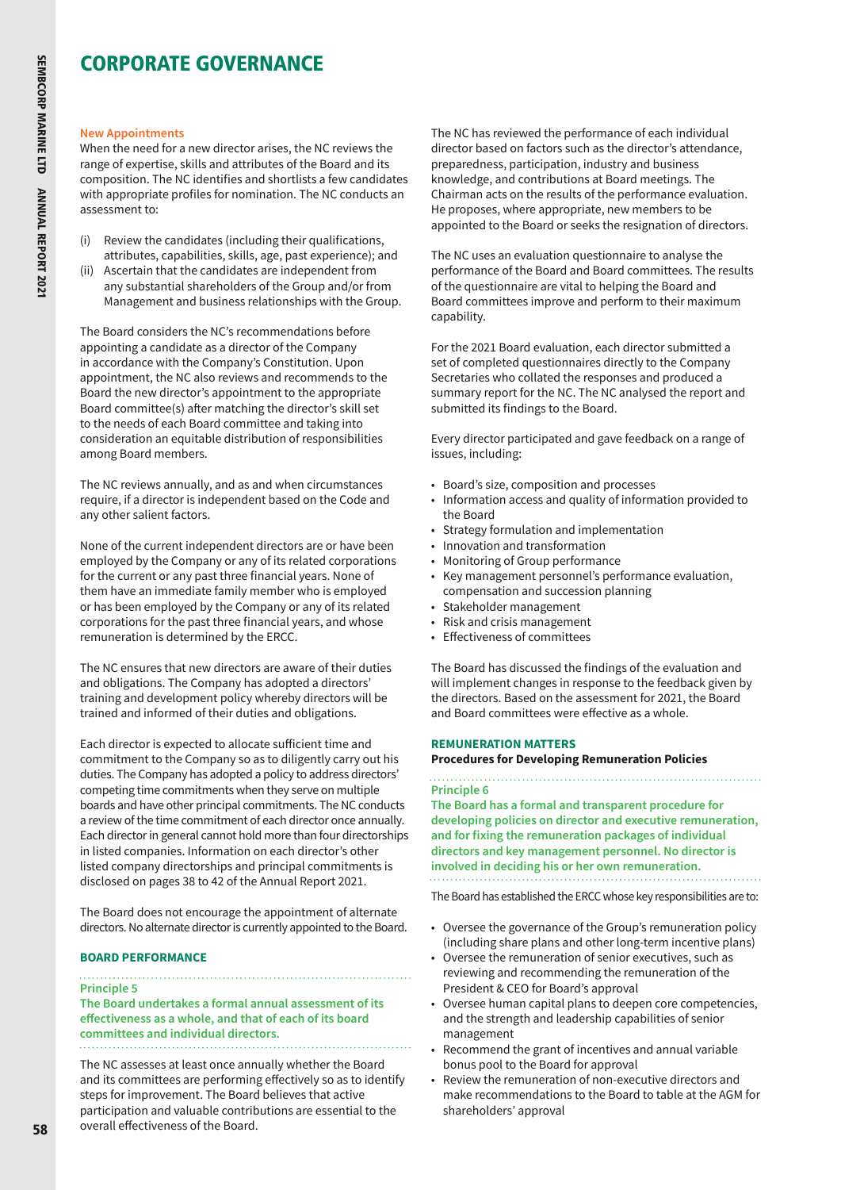# CORPORATE GOVERNANCE

**New Appointments**

When the need for a new director arises, the NC reviews the range of expertise, skills and attributes of the Board and its composition. The NC identifies and shortlists a few candidates with appropriate profiles for nomination. The NC conducts an assessment to:

(i) Review the candidates (including their qualifications, attributes, capabilities, skills, age, past experience); and
(ii) Ascertain that the candidates are independent from any substantial shareholders of the Group and/or from Management and business relationships with the Group.

The Board considers the NC's recommendations before appointing a candidate as a director of the Company in accordance with the Company's Constitution. Upon appointment, the NC also reviews and recommends to the Board the new director's appointment to the appropriate Board committee(s) after matching the director's skill set to the needs of each Board committee and taking into consideration an equitable distribution of responsibilities among Board members.

The NC reviews annually, and as and when circumstances require, if a director is independent based on the Code and any other salient factors.

None of the current independent directors are or have been employed by the Company or any of its related corporations for the current or any past three financial years. None of them have an immediate family member who is employed or has been employed by the Company or any of its related corporations for the past three financial years, and whose remuneration is determined by the ERCC.

The NC ensures that new directors are aware of their duties and obligations. The Company has adopted a directors' training and development policy whereby directors will be trained and informed of their duties and obligations.

Each director is expected to allocate sufficient time and commitment to the Company so as to diligently carry out his duties. The Company has adopted a policy to address directors' competing time commitments when they serve on multiple boards and have other principal commitments. The NC conducts a review of the time commitment of each director once annually. Each director in general cannot hold more than four directorships in listed companies. Information on each director's other listed company directorships and principal commitments is disclosed on pages 38 to 42 of the Annual Report 2021.

The Board does not encourage the appointment of alternate directors. No alternate director is currently appointed to the Board.

## BOARD PERFORMANCE

**Principle 5**

**The Board undertakes a formal annual assessment of its effectiveness as a whole, and that of each of its board committees and individual directors.**

The NC assesses at least once annually whether the Board and its committees are performing effectively so as to identify steps for improvement. The Board believes that active participation and valuable contributions are essential to the overall effectiveness of the Board.

The NC has reviewed the performance of each individual director based on factors such as the director's attendance, preparedness, participation, industry and business knowledge, and contributions at Board meetings. The Chairman acts on the results of the performance evaluation. He proposes, where appropriate, new members to be appointed to the Board or seeks the resignation of directors.

The NC uses an evaluation questionnaire to analyse the performance of the Board and Board committees. The results of the questionnaire are vital to helping the Board and Board committees improve and perform to their maximum capability.

For the 2021 Board evaluation, each director submitted a set of completed questionnaires directly to the Company Secretaries who collated the responses and produced a summary report for the NC. The NC analysed the report and submitted its findings to the Board.

Every director participated and gave feedback on a range of issues, including:

- Board's size, composition and processes
- Information access and quality of information provided to the Board
- Strategy formulation and implementation
- Innovation and transformation
- Monitoring of Group performance
- Key management personnel's performance evaluation, compensation and succession planning
- Stakeholder management
- Risk and crisis management
- Effectiveness of committees

The Board has discussed the findings of the evaluation and will implement changes in response to the feedback given by the directors. Based on the assessment for 2021, the Board and Board committees were effective as a whole.

## REMUNERATION MATTERS

**Procedures for Developing Remuneration Policies**

**Principle 6**

**The Board has a formal and transparent procedure for developing policies on director and executive remuneration, and for fixing the remuneration packages of individual directors and key management personnel. No director is involved in deciding his or her own remuneration.**

The Board has established the ERCC whose key responsibilities are to:

- Oversee the governance of the Group's remuneration policy (including share plans and other long-term incentive plans)
- Oversee the remuneration of senior executives, such as reviewing and recommending the remuneration of the President & CEO for Board's approval
- Oversee human capital plans to deepen core competencies, and the strength and leadership capabilities of senior management
- Recommend the grant of incentives and annual variable bonus pool to the Board for approval
- Review the remuneration of non-executive directors and make recommendations to the Board to table at the AGM for shareholders' approval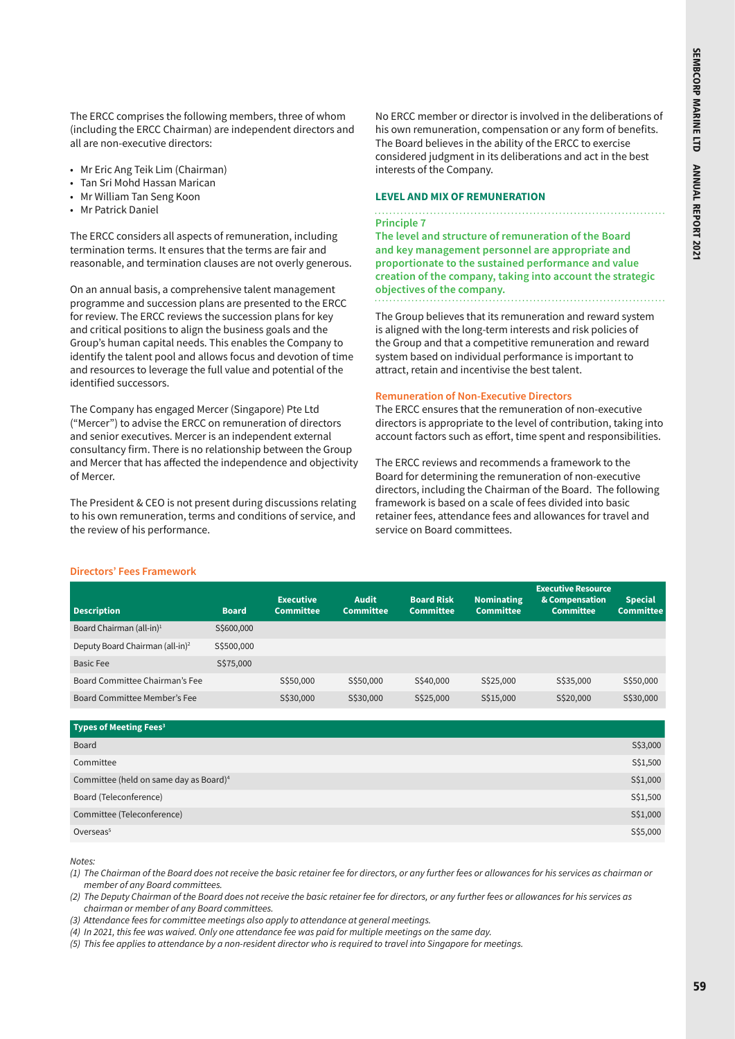The ERCC comprises the following members, three of whom (including the ERCC Chairman) are independent directors and all are non-executive directors:

- Mr Eric Ang Teik Lim (Chairman)
- Tan Sri Mohd Hassan Marican
- Mr William Tan Seng Koon
- Mr Patrick Daniel

The ERCC considers all aspects of remuneration, including termination terms. It ensures that the terms are fair and reasonable, and termination clauses are not overly generous.

On an annual basis, a comprehensive talent management programme and succession plans are presented to the ERCC for review. The ERCC reviews the succession plans for key and critical positions to align the business goals and the Group's human capital needs. This enables the Company to identify the talent pool and allows focus and devotion of time and resources to leverage the full value and potential of the identified successors.

The Company has engaged Mercer (Singapore) Pte Ltd ("Mercer") to advise the ERCC on remuneration of directors and senior executives. Mercer is an independent external consultancy firm. There is no relationship between the Group and Mercer that has affected the independence and objectivity of Mercer.

The President & CEO is not present during discussions relating to his own remuneration, terms and conditions of service, and the review of his performance.

No ERCC member or director is involved in the deliberations of his own remuneration, compensation or any form of benefits. The Board believes in the ability of the ERCC to exercise considered judgment in its deliberations and act in the best interests of the Company.

## LEVEL AND MIX OF REMUNERATION

**Principle 7**
**The level and structure of remuneration of the Board and key management personnel are appropriate and proportionate to the sustained performance and value creation of the company, taking into account the strategic objectives of the company.**

The Group believes that its remuneration and reward system is aligned with the long-term interests and risk policies of the Group and that a competitive remuneration and reward system based on individual performance is important to attract, retain and incentivise the best talent.

### Remuneration of Non-Executive Directors

The ERCC ensures that the remuneration of non-executive directors is appropriate to the level of contribution, taking into account factors such as effort, time spent and responsibilities.

The ERCC reviews and recommends a framework to the Board for determining the remuneration of non-executive directors, including the Chairman of the Board. The following framework is based on a scale of fees divided into basic retainer fees, attendance fees and allowances for travel and service on Board committees.

### Directors' Fees Framework

| Description | Board | Executive Committee | Audit Committee | Board Risk Committee | Nominating Committee | Executive Resource & Compensation Committee | Special Committee |
|---|---|---|---|---|---|---|---|
| Board Chairman (all-in)[1] | S$600,000 | | | | | | |
| Deputy Board Chairman (all-in)[2] | S$500,000 | | | | | | |
| Basic Fee | S$75,000 | | | | | | |
| Board Committee Chairman's Fee | | S$50,000 | S$50,000 | S$40,000 | S$25,000 | S$35,000 | S$50,000 |
| Board Committee Member's Fee | | S$30,000 | S$30,000 | S$25,000 | S$15,000 | S$20,000 | S$30,000 |

| Types of Meeting Fees[3] | |
|---|---|
| Board | S$3,000 |
| Committee | S$1,500 |
| Committee (held on same day as Board)[4] | S$1,000 |
| Board (Teleconference) | S$1,500 |
| Committee (Teleconference) | S$1,000 |
| Overseas[5] | S$5,000 |

*Notes:*

*(1) The Chairman of the Board does not receive the basic retainer fee for directors, or any further fees or allowances for his services as chairman or member of any Board committees.*

*(2) The Deputy Chairman of the Board does not receive the basic retainer fee for directors, or any further fees or allowances for his services as chairman or member of any Board committees.*

*(3) Attendance fees for committee meetings also apply to attendance at general meetings.*

*(4) In 2021, this fee was waived. Only one attendance fee was paid for multiple meetings on the same day.*

*(5) This fee applies to attendance by a non-resident director who is required to travel into Singapore for meetings.*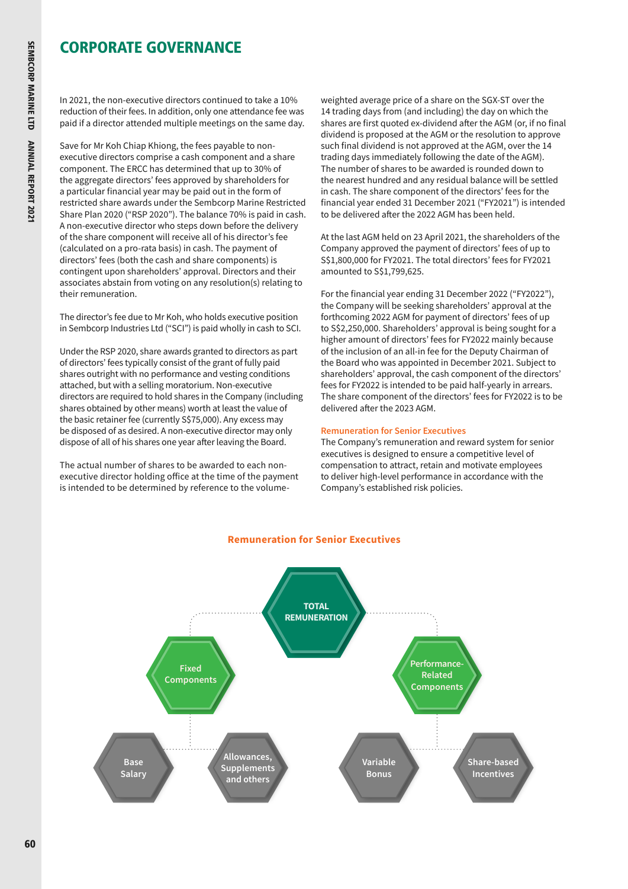# CORPORATE GOVERNANCE

In 2021, the non-executive directors continued to take a 10% reduction of their fees. In addition, only one attendance fee was paid if a director attended multiple meetings on the same day.

Save for Mr Koh Chiap Khiong, the fees payable to non-executive directors comprise a cash component and a share component. The ERCC has determined that up to 30% of the aggregate directors' fees approved by shareholders for a particular financial year may be paid out in the form of restricted share awards under the Sembcorp Marine Restricted Share Plan 2020 ("RSP 2020"). The balance 70% is paid in cash. A non-executive director who steps down before the delivery of the share component will receive all of his director's fee (calculated on a pro-rata basis) in cash. The payment of directors' fees (both the cash and share components) is contingent upon shareholders' approval. Directors and their associates abstain from voting on any resolution(s) relating to their remuneration.

The director's fee due to Mr Koh, who holds executive position in Sembcorp Industries Ltd ("SCI") is paid wholly in cash to SCI.

Under the RSP 2020, share awards granted to directors as part of directors' fees typically consist of the grant of fully paid shares outright with no performance and vesting conditions attached, but with a selling moratorium. Non-executive directors are required to hold shares in the Company (including shares obtained by other means) worth at least the value of the basic retainer fee (currently S$75,000). Any excess may be disposed of as desired. A non-executive director may only dispose of all of his shares one year after leaving the Board.

The actual number of shares to be awarded to each non-executive director holding office at the time of the payment is intended to be determined by reference to the volume-weighted average price of a share on the SGX-ST over the 14 trading days from (and including) the day on which the shares are first quoted ex-dividend after the AGM (or, if no final dividend is proposed at the AGM or the resolution to approve such final dividend is not approved at the AGM, over the 14 trading days immediately following the date of the AGM). The number of shares to be awarded is rounded down to the nearest hundred and any residual balance will be settled in cash. The share component of the directors' fees for the financial year ended 31 December 2021 ("FY2021") is intended to be delivered after the 2022 AGM has been held.

At the last AGM held on 23 April 2021, the shareholders of the Company approved the payment of directors' fees of up to S$1,800,000 for FY2021. The total directors' fees for FY2021 amounted to S$1,799,625.

For the financial year ending 31 December 2022 ("FY2022"), the Company will be seeking shareholders' approval at the forthcoming 2022 AGM for payment of directors' fees of up to S$2,250,000. Shareholders' approval is being sought for a higher amount of directors' fees for FY2022 mainly because of the inclusion of an all-in fee for the Deputy Chairman of the Board who was appointed in December 2021. Subject to shareholders' approval, the cash component of the directors' fees for FY2022 is intended to be paid half-yearly in arrears. The share component of the directors' fees for FY2022 is to be delivered after the 2023 AGM.

### Remuneration for Senior Executives

The Company's remuneration and reward system for senior executives is designed to ensure a competitive level of compensation to attract, retain and motivate employees to deliver high-level performance in accordance with the Company's established risk policies.

**Remuneration for Senior Executives**

- **TOTAL REMUNERATION**
  - Fixed Components
    - Base Salary
    - Allowances, Supplements and others
  - Performance-Related Components
    - Variable Bonus
    - Share-based Incentives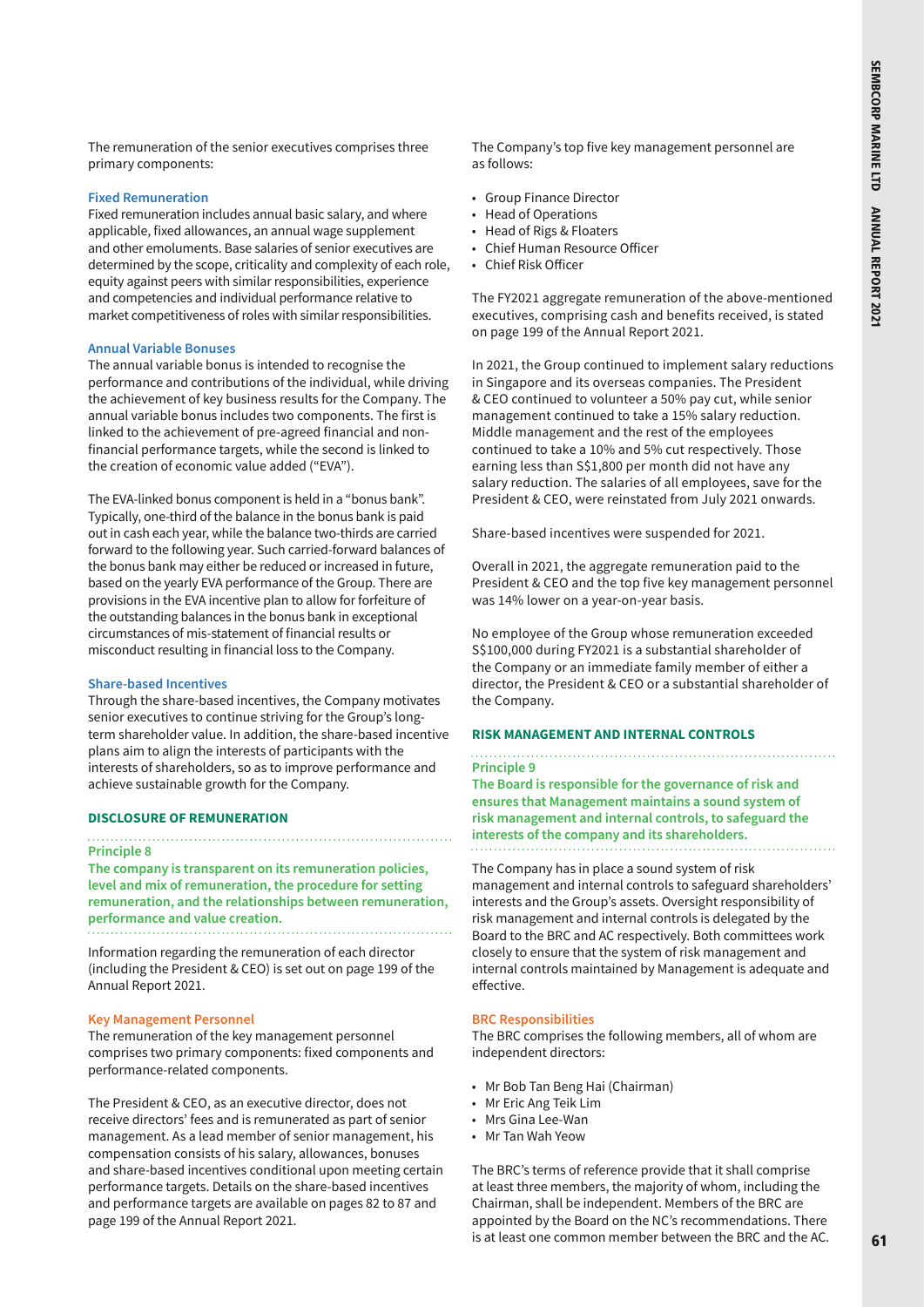The remuneration of the senior executives comprises three primary components:

### Fixed Remuneration

Fixed remuneration includes annual basic salary, and where applicable, fixed allowances, an annual wage supplement and other emoluments. Base salaries of senior executives are determined by the scope, criticality and complexity of each role, equity against peers with similar responsibilities, experience and competencies and individual performance relative to market competitiveness of roles with similar responsibilities.

### Annual Variable Bonuses

The annual variable bonus is intended to recognise the performance and contributions of the individual, while driving the achievement of key business results for the Company. The annual variable bonus includes two components. The first is linked to the achievement of pre-agreed financial and non-financial performance targets, while the second is linked to the creation of economic value added ("EVA").

The EVA-linked bonus component is held in a "bonus bank". Typically, one-third of the balance in the bonus bank is paid out in cash each year, while the balance two-thirds are carried forward to the following year. Such carried-forward balances of the bonus bank may either be reduced or increased in future, based on the yearly EVA performance of the Group. There are provisions in the EVA incentive plan to allow for forfeiture of the outstanding balances in the bonus bank in exceptional circumstances of mis-statement of financial results or misconduct resulting in financial loss to the Company.

### Share-based Incentives

Through the share-based incentives, the Company motivates senior executives to continue striving for the Group's long-term shareholder value. In addition, the share-based incentive plans aim to align the interests of participants with the interests of shareholders, so as to improve performance and achieve sustainable growth for the Company.

## DISCLOSURE OF REMUNERATION

**Principle 8**

**The company is transparent on its remuneration policies, level and mix of remuneration, the procedure for setting remuneration, and the relationships between remuneration, performance and value creation.**

Information regarding the remuneration of each director (including the President & CEO) is set out on page 199 of the Annual Report 2021.

### Key Management Personnel

The remuneration of the key management personnel comprises two primary components: fixed components and performance-related components.

The President & CEO, as an executive director, does not receive directors' fees and is remunerated as part of senior management. As a lead member of senior management, his compensation consists of his salary, allowances, bonuses and share-based incentives conditional upon meeting certain performance targets. Details on the share-based incentives and performance targets are available on pages 82 to 87 and page 199 of the Annual Report 2021.

The Company's top five key management personnel are as follows:

- Group Finance Director
- Head of Operations
- Head of Rigs & Floaters
- Chief Human Resource Officer
- Chief Risk Officer

The FY2021 aggregate remuneration of the above-mentioned executives, comprising cash and benefits received, is stated on page 199 of the Annual Report 2021.

In 2021, the Group continued to implement salary reductions in Singapore and its overseas companies. The President & CEO continued to volunteer a 50% pay cut, while senior management continued to take a 15% salary reduction. Middle management and the rest of the employees continued to take a 10% and 5% cut respectively. Those earning less than S$1,800 per month did not have any salary reduction. The salaries of all employees, save for the President & CEO, were reinstated from July 2021 onwards.

Share-based incentives were suspended for 2021.

Overall in 2021, the aggregate remuneration paid to the President & CEO and the top five key management personnel was 14% lower on a year-on-year basis.

No employee of the Group whose remuneration exceeded S$100,000 during FY2021 is a substantial shareholder of the Company or an immediate family member of either a director, the President & CEO or a substantial shareholder of the Company.

## RISK MANAGEMENT AND INTERNAL CONTROLS

**Principle 9**

**The Board is responsible for the governance of risk and ensures that Management maintains a sound system of risk management and internal controls, to safeguard the interests of the company and its shareholders.**

The Company has in place a sound system of risk management and internal controls to safeguard shareholders' interests and the Group's assets. Oversight responsibility of risk management and internal controls is delegated by the Board to the BRC and AC respectively. Both committees work closely to ensure that the system of risk management and internal controls maintained by Management is adequate and effective.

### BRC Responsibilities

The BRC comprises the following members, all of whom are independent directors:

- Mr Bob Tan Beng Hai (Chairman)
- Mr Eric Ang Teik Lim
- Mrs Gina Lee-Wan
- Mr Tan Wah Yeow

The BRC's terms of reference provide that it shall comprise at least three members, the majority of whom, including the Chairman, shall be independent. Members of the BRC are appointed by the Board on the NC's recommendations. There is at least one common member between the BRC and the AC.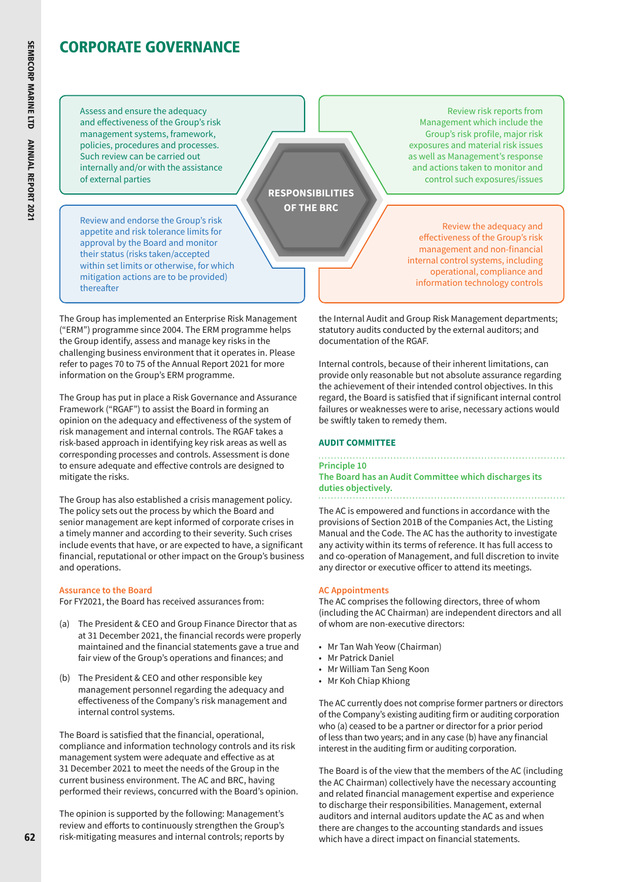# CORPORATE GOVERNANCE

**RESPONSIBILITIES OF THE BRC**

- Assess and ensure the adequacy and effectiveness of the Group's risk management systems, framework, policies, procedures and processes. Such review can be carried out internally and/or with the assistance of external parties
- Review risk reports from Management which include the Group's risk profile, major risk exposures and material risk issues as well as Management's response and actions taken to monitor and control such exposures/issues
- Review and endorse the Group's risk appetite and risk tolerance limits for approval by the Board and monitor their status (risks taken/accepted within set limits or otherwise, for which mitigation actions are to be provided) thereafter
- Review the adequacy and effectiveness of the Group's risk management and non-financial internal control systems, including operational, compliance and information technology controls

The Group has implemented an Enterprise Risk Management ("ERM") programme since 2004. The ERM programme helps the Group identify, assess and manage key risks in the challenging business environment that it operates in. Please refer to pages 70 to 75 of the Annual Report 2021 for more information on the Group's ERM programme.

The Group has put in place a Risk Governance and Assurance Framework ("RGAF") to assist the Board in forming an opinion on the adequacy and effectiveness of the system of risk management and internal controls. The RGAF takes a risk-based approach in identifying key risk areas as well as corresponding processes and controls. Assessment is done to ensure adequate and effective controls are designed to mitigate the risks.

The Group has also established a crisis management policy. The policy sets out the process by which the Board and senior management are kept informed of corporate crises in a timely manner and according to their severity. Such crises include events that have, or are expected to have, a significant financial, reputational or other impact on the Group's business and operations.

### Assurance to the Board

For FY2021, the Board has received assurances from:

(a) The President & CEO and Group Finance Director that as at 31 December 2021, the financial records were properly maintained and the financial statements gave a true and fair view of the Group's operations and finances; and

(b) The President & CEO and other responsible key management personnel regarding the adequacy and effectiveness of the Company's risk management and internal control systems.

The Board is satisfied that the financial, operational, compliance and information technology controls and its risk management system were adequate and effective as at 31 December 2021 to meet the needs of the Group in the current business environment. The AC and BRC, having performed their reviews, concurred with the Board's opinion.

The opinion is supported by the following: Management's review and efforts to continuously strengthen the Group's risk-mitigating measures and internal controls; reports by the Internal Audit and Group Risk Management departments; statutory audits conducted by the external auditors; and documentation of the RGAF.

Internal controls, because of their inherent limitations, can provide only reasonable but not absolute assurance regarding the achievement of their intended control objectives. In this regard, the Board is satisfied that if significant internal control failures or weaknesses were to arise, necessary actions would be swiftly taken to remedy them.

## AUDIT COMMITTEE

**Principle 10**
**The Board has an Audit Committee which discharges its duties objectively.**

The AC is empowered and functions in accordance with the provisions of Section 201B of the Companies Act, the Listing Manual and the Code. The AC has the authority to investigate any activity within its terms of reference. It has full access to and co-operation of Management, and full discretion to invite any director or executive officer to attend its meetings.

### AC Appointments

The AC comprises the following directors, three of whom (including the AC Chairman) are independent directors and all of whom are non-executive directors:

- Mr Tan Wah Yeow (Chairman)
- Mr Patrick Daniel
- Mr William Tan Seng Koon
- Mr Koh Chiap Khiong

The AC currently does not comprise former partners or directors of the Company's existing auditing firm or auditing corporation who (a) ceased to be a partner or director for a prior period of less than two years; and in any case (b) have any financial interest in the auditing firm or auditing corporation.

The Board is of the view that the members of the AC (including the AC Chairman) collectively have the necessary accounting and related financial management expertise and experience to discharge their responsibilities. Management, external auditors and internal auditors update the AC as and when there are changes to the accounting standards and issues which have a direct impact on financial statements.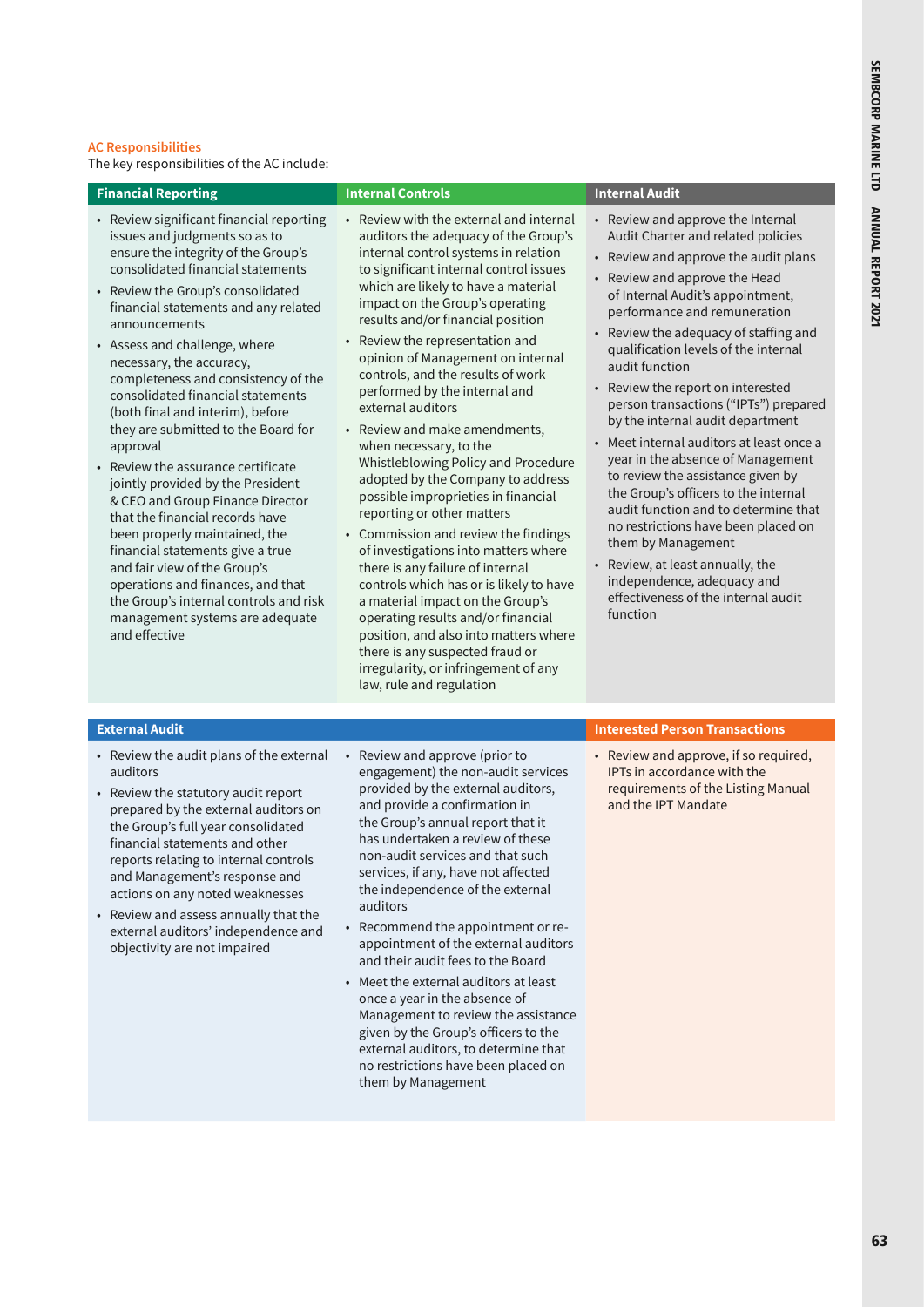### AC Responsibilities

The key responsibilities of the AC include:

#### Financial Reporting

- Review significant financial reporting issues and judgments so as to ensure the integrity of the Group's consolidated financial statements
- Review the Group's consolidated financial statements and any related announcements
- Assess and challenge, where necessary, the accuracy, completeness and consistency of the consolidated financial statements (both final and interim), before they are submitted to the Board for approval
- Review the assurance certificate jointly provided by the President & CEO and Group Finance Director that the financial records have been properly maintained, the financial statements give a true and fair view of the Group's operations and finances, and that the Group's internal controls and risk management systems are adequate and effective

#### Internal Controls

- Review with the external and internal auditors the adequacy of the Group's internal control systems in relation to significant internal control issues which are likely to have a material impact on the Group's operating results and/or financial position
- Review the representation and opinion of Management on internal controls, and the results of work performed by the internal and external auditors
- Review and make amendments, when necessary, to the Whistleblowing Policy and Procedure adopted by the Company to address possible improprieties in financial reporting or other matters
- Commission and review the findings of investigations into matters where there is any failure of internal controls which has or is likely to have a material impact on the Group's operating results and/or financial position, and also into matters where there is any suspected fraud or irregularity, or infringement of any law, rule and regulation

#### Internal Audit

- Review and approve the Internal Audit Charter and related policies
- Review and approve the audit plans
- Review and approve the Head of Internal Audit's appointment, performance and remuneration
- Review the adequacy of staffing and qualification levels of the internal audit function
- Review the report on interested person transactions ("IPTs") prepared by the internal audit department
- Meet internal auditors at least once a year in the absence of Management to review the assistance given by the Group's officers to the internal audit function and to determine that no restrictions have been placed on them by Management
- Review, at least annually, the independence, adequacy and effectiveness of the internal audit function

#### External Audit

- Review the audit plans of the external auditors
- Review the statutory audit report prepared by the external auditors on the Group's full year consolidated financial statements and other reports relating to internal controls and Management's response and actions on any noted weaknesses
- Review and assess annually that the external auditors' independence and objectivity are not impaired
- Review and approve (prior to engagement) the non-audit services provided by the external auditors, and provide a confirmation in the Group's annual report that it has undertaken a review of these non-audit services and that such services, if any, have not affected the independence of the external auditors
- Recommend the appointment or re-appointment of the external auditors and their audit fees to the Board
- Meet the external auditors at least once a year in the absence of Management to review the assistance given by the Group's officers to the external auditors, to determine that no restrictions have been placed on them by Management

#### Interested Person Transactions

- Review and approve, if so required, IPTs in accordance with the requirements of the Listing Manual and the IPT Mandate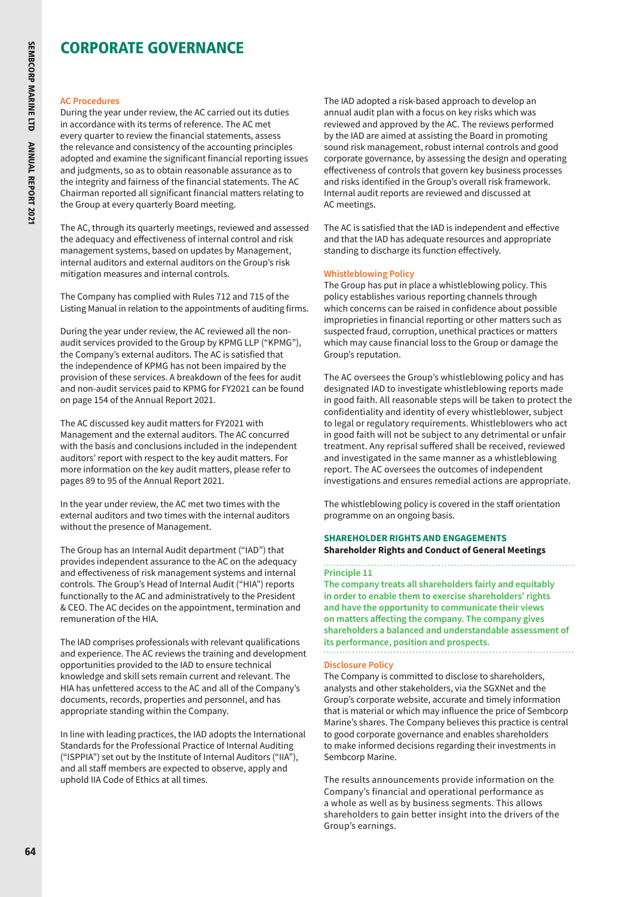# CORPORATE GOVERNANCE

### AC Procedures

During the year under review, the AC carried out its duties in accordance with its terms of reference. The AC met every quarter to review the financial statements, assess the relevance and consistency of the accounting principles adopted and examine the significant financial reporting issues and judgments, so as to obtain reasonable assurance as to the integrity and fairness of the financial statements. The AC Chairman reported all significant financial matters relating to the Group at every quarterly Board meeting.

The AC, through its quarterly meetings, reviewed and assessed the adequacy and effectiveness of internal control and risk management systems, based on updates by Management, internal auditors and external auditors on the Group's risk mitigation measures and internal controls.

The Company has complied with Rules 712 and 715 of the Listing Manual in relation to the appointments of auditing firms.

During the year under review, the AC reviewed all the non-audit services provided to the Group by KPMG LLP ("KPMG"), the Company's external auditors. The AC is satisfied that the independence of KPMG has not been impaired by the provision of these services. A breakdown of the fees for audit and non-audit services paid to KPMG for FY2021 can be found on page 154 of the Annual Report 2021.

The AC discussed key audit matters for FY2021 with Management and the external auditors. The AC concurred with the basis and conclusions included in the independent auditors' report with respect to the key audit matters. For more information on the key audit matters, please refer to pages 89 to 95 of the Annual Report 2021.

In the year under review, the AC met two times with the external auditors and two times with the internal auditors without the presence of Management.

The Group has an Internal Audit department ("IAD") that provides independent assurance to the AC on the adequacy and effectiveness of risk management systems and internal controls. The Group's Head of Internal Audit ("HIA") reports functionally to the AC and administratively to the President & CEO. The AC decides on the appointment, termination and remuneration of the HIA.

The IAD comprises professionals with relevant qualifications and experience. The AC reviews the training and development opportunities provided to the IAD to ensure technical knowledge and skill sets remain current and relevant. The HIA has unfettered access to the AC and all of the Company's documents, records, properties and personnel, and has appropriate standing within the Company.

In line with leading practices, the IAD adopts the International Standards for the Professional Practice of Internal Auditing ("ISPPIA") set out by the Institute of Internal Auditors ("IIA"), and all staff members are expected to observe, apply and uphold IIA Code of Ethics at all times.

The IAD adopted a risk-based approach to develop an annual audit plan with a focus on key risks which was reviewed and approved by the AC. The reviews performed by the IAD are aimed at assisting the Board in promoting sound risk management, robust internal controls and good corporate governance, by assessing the design and operating effectiveness of controls that govern key business processes and risks identified in the Group's overall risk framework. Internal audit reports are reviewed and discussed at AC meetings.

The AC is satisfied that the IAD is independent and effective and that the IAD has adequate resources and appropriate standing to discharge its function effectively.

### Whistleblowing Policy

The Group has put in place a whistleblowing policy. This policy establishes various reporting channels through which concerns can be raised in confidence about possible improprieties in financial reporting or other matters such as suspected fraud, corruption, unethical practices or matters which may cause financial loss to the Group or damage the Group's reputation.

The AC oversees the Group's whistleblowing policy and has designated IAD to investigate whistleblowing reports made in good faith. All reasonable steps will be taken to protect the confidentiality and identity of every whistleblower, subject to legal or regulatory requirements. Whistleblowers who act in good faith will not be subject to any detrimental or unfair treatment. Any reprisal suffered shall be received, reviewed and investigated in the same manner as a whistleblowing report. The AC oversees the outcomes of independent investigations and ensures remedial actions are appropriate.

The whistleblowing policy is covered in the staff orientation programme on an ongoing basis.

## SHAREHOLDER RIGHTS AND ENGAGEMENTS

### Shareholder Rights and Conduct of General Meetings

**Principle 11**

**The company treats all shareholders fairly and equitably in order to enable them to exercise shareholders' rights and have the opportunity to communicate their views on matters affecting the company. The company gives shareholders a balanced and understandable assessment of its performance, position and prospects.**

### Disclosure Policy

The Company is committed to disclose to shareholders, analysts and other stakeholders, via the SGXNet and the Group's corporate website, accurate and timely information that is material or which may influence the price of Sembcorp Marine's shares. The Company believes this practice is central to good corporate governance and enables shareholders to make informed decisions regarding their investments in Sembcorp Marine.

The results announcements provide information on the Company's financial and operational performance as a whole as well as by business segments. This allows shareholders to gain better insight into the drivers of the Group's earnings.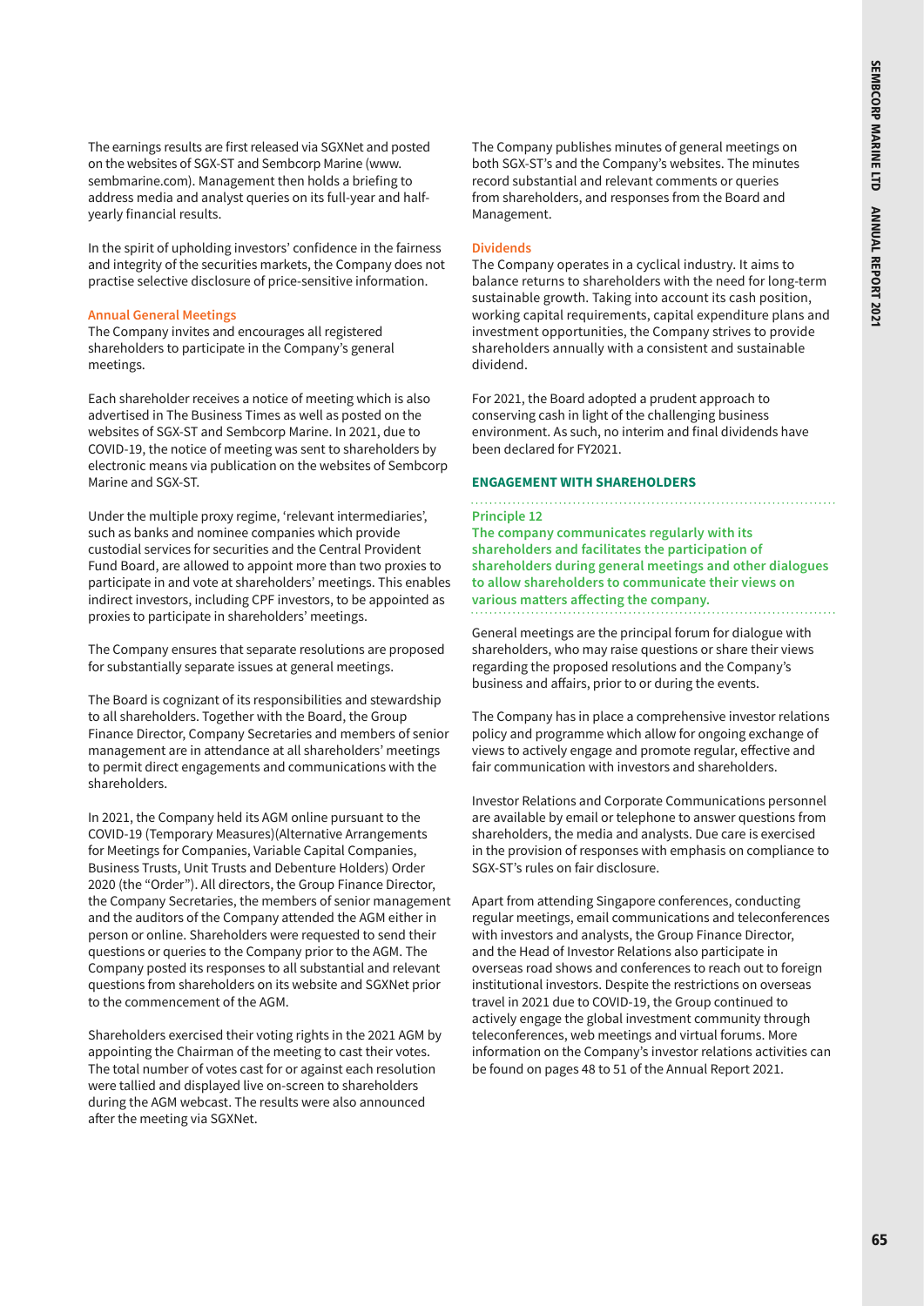The earnings results are first released via SGXNet and posted on the websites of SGX-ST and Sembcorp Marine (www.sembmarine.com). Management then holds a briefing to address media and analyst queries on its full-year and half-yearly financial results.

In the spirit of upholding investors' confidence in the fairness and integrity of the securities markets, the Company does not practise selective disclosure of price-sensitive information.

### Annual General Meetings

The Company invites and encourages all registered shareholders to participate in the Company's general meetings.

Each shareholder receives a notice of meeting which is also advertised in The Business Times as well as posted on the websites of SGX-ST and Sembcorp Marine. In 2021, due to COVID-19, the notice of meeting was sent to shareholders by electronic means via publication on the websites of Sembcorp Marine and SGX-ST.

Under the multiple proxy regime, 'relevant intermediaries', such as banks and nominee companies which provide custodial services for securities and the Central Provident Fund Board, are allowed to appoint more than two proxies to participate in and vote at shareholders' meetings. This enables indirect investors, including CPF investors, to be appointed as proxies to participate in shareholders' meetings.

The Company ensures that separate resolutions are proposed for substantially separate issues at general meetings.

The Board is cognizant of its responsibilities and stewardship to all shareholders. Together with the Board, the Group Finance Director, Company Secretaries and members of senior management are in attendance at all shareholders' meetings to permit direct engagements and communications with the shareholders.

In 2021, the Company held its AGM online pursuant to the COVID-19 (Temporary Measures)(Alternative Arrangements for Meetings for Companies, Variable Capital Companies, Business Trusts, Unit Trusts and Debenture Holders) Order 2020 (the "Order"). All directors, the Group Finance Director, the Company Secretaries, the members of senior management and the auditors of the Company attended the AGM either in person or online. Shareholders were requested to send their questions or queries to the Company prior to the AGM. The Company posted its responses to all substantial and relevant questions from shareholders on its website and SGXNet prior to the commencement of the AGM.

Shareholders exercised their voting rights in the 2021 AGM by appointing the Chairman of the meeting to cast their votes. The total number of votes cast for or against each resolution were tallied and displayed live on-screen to shareholders during the AGM webcast. The results were also announced after the meeting via SGXNet.

The Company publishes minutes of general meetings on both SGX-ST's and the Company's websites. The minutes record substantial and relevant comments or queries from shareholders, and responses from the Board and Management.

### Dividends

The Company operates in a cyclical industry. It aims to balance returns to shareholders with the need for long-term sustainable growth. Taking into account its cash position, working capital requirements, capital expenditure plans and investment opportunities, the Company strives to provide shareholders annually with a consistent and sustainable dividend.

For 2021, the Board adopted a prudent approach to conserving cash in light of the challenging business environment. As such, no interim and final dividends have been declared for FY2021.

## ENGAGEMENT WITH SHAREHOLDERS

### Principle 12

**The company communicates regularly with its shareholders and facilitates the participation of shareholders during general meetings and other dialogues to allow shareholders to communicate their views on various matters affecting the company.**

General meetings are the principal forum for dialogue with shareholders, who may raise questions or share their views regarding the proposed resolutions and the Company's business and affairs, prior to or during the events.

The Company has in place a comprehensive investor relations policy and programme which allow for ongoing exchange of views to actively engage and promote regular, effective and fair communication with investors and shareholders.

Investor Relations and Corporate Communications personnel are available by email or telephone to answer questions from shareholders, the media and analysts. Due care is exercised in the provision of responses with emphasis on compliance to SGX-ST's rules on fair disclosure.

Apart from attending Singapore conferences, conducting regular meetings, email communications and teleconferences with investors and analysts, the Group Finance Director, and the Head of Investor Relations also participate in overseas road shows and conferences to reach out to foreign institutional investors. Despite the restrictions on overseas travel in 2021 due to COVID-19, the Group continued to actively engage the global investment community through teleconferences, web meetings and virtual forums. More information on the Company's investor relations activities can be found on pages 48 to 51 of the Annual Report 2021.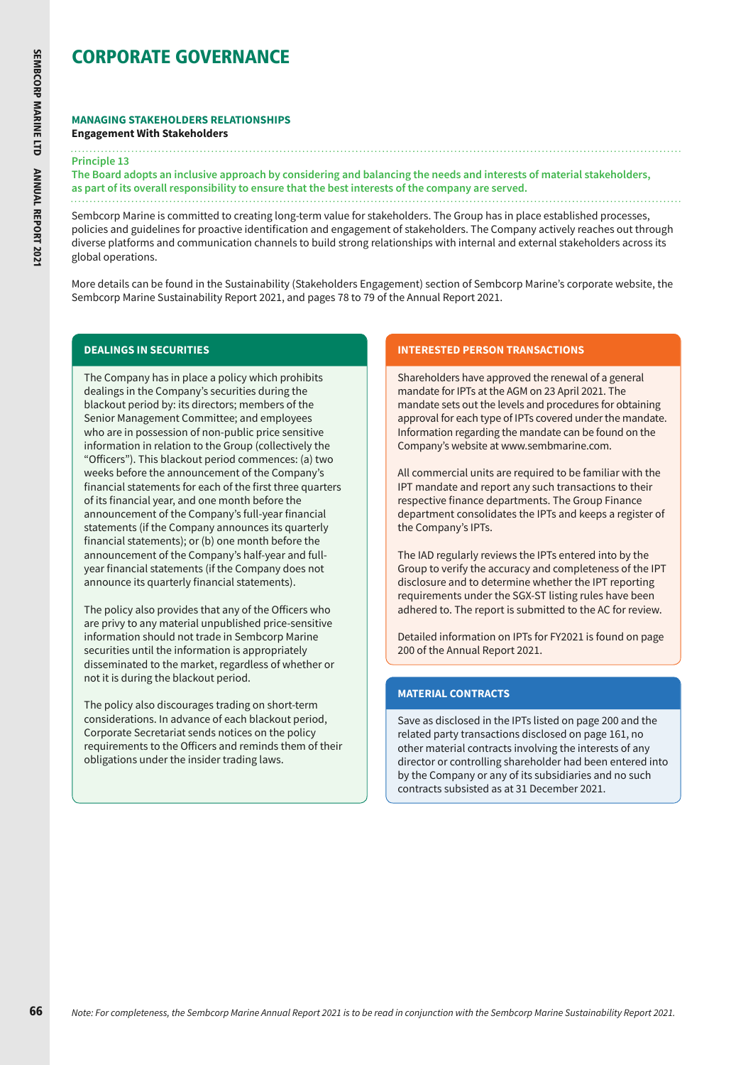# CORPORATE GOVERNANCE

**MANAGING STAKEHOLDERS RELATIONSHIPS**
**Engagement With Stakeholders**

**Principle 13**
**The Board adopts an inclusive approach by considering and balancing the needs and interests of material stakeholders, as part of its overall responsibility to ensure that the best interests of the company are served.**

Sembcorp Marine is committed to creating long-term value for stakeholders. The Group has in place established processes, policies and guidelines for proactive identification and engagement of stakeholders. The Company actively reaches out through diverse platforms and communication channels to build strong relationships with internal and external stakeholders across its global operations.

More details can be found in the Sustainability (Stakeholders Engagement) section of Sembcorp Marine's corporate website, the Sembcorp Marine Sustainability Report 2021, and pages 78 to 79 of the Annual Report 2021.

### DEALINGS IN SECURITIES

The Company has in place a policy which prohibits dealings in the Company's securities during the blackout period by: its directors; members of the Senior Management Committee; and employees who are in possession of non-public price sensitive information in relation to the Group (collectively the "Officers"). This blackout period commences: (a) two weeks before the announcement of the Company's financial statements for each of the first three quarters of its financial year, and one month before the announcement of the Company's full-year financial statements (if the Company announces its quarterly financial statements); or (b) one month before the announcement of the Company's half-year and full-year financial statements (if the Company does not announce its quarterly financial statements).

The policy also provides that any of the Officers who are privy to any material unpublished price-sensitive information should not trade in Sembcorp Marine securities until the information is appropriately disseminated to the market, regardless of whether or not it is during the blackout period.

The policy also discourages trading on short-term considerations. In advance of each blackout period, Corporate Secretariat sends notices on the policy requirements to the Officers and reminds them of their obligations under the insider trading laws.

### INTERESTED PERSON TRANSACTIONS

Shareholders have approved the renewal of a general mandate for IPTs at the AGM on 23 April 2021. The mandate sets out the levels and procedures for obtaining approval for each type of IPTs covered under the mandate. Information regarding the mandate can be found on the Company's website at www.sembmarine.com.

All commercial units are required to be familiar with the IPT mandate and report any such transactions to their respective finance departments. The Group Finance department consolidates the IPTs and keeps a register of the Company's IPTs.

The IAD regularly reviews the IPTs entered into by the Group to verify the accuracy and completeness of the IPT disclosure and to determine whether the IPT reporting requirements under the SGX-ST listing rules have been adhered to. The report is submitted to the AC for review.

Detailed information on IPTs for FY2021 is found on page 200 of the Annual Report 2021.

### MATERIAL CONTRACTS

Save as disclosed in the IPTs listed on page 200 and the related party transactions disclosed on page 161, no other material contracts involving the interests of any director or controlling shareholder had been entered into by the Company or any of its subsidiaries and no such contracts subsisted as at 31 December 2021.

*Note: For completeness, the Sembcorp Marine Annual Report 2021 is to be read in conjunction with the Sembcorp Marine Sustainability Report 2021.*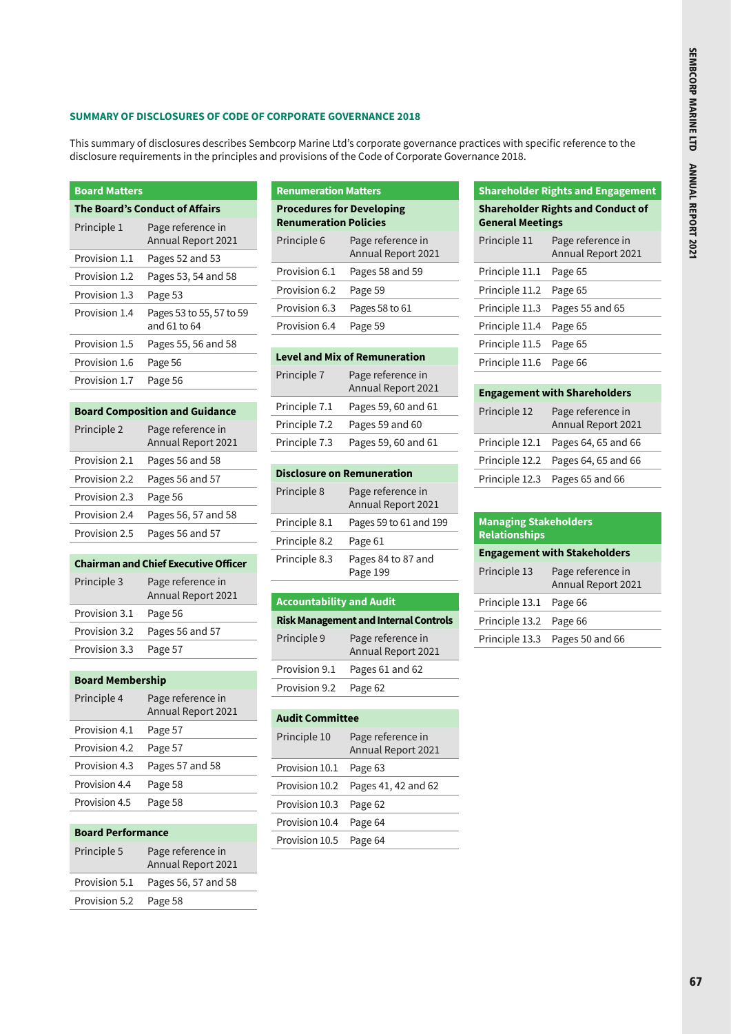## SUMMARY OF DISCLOSURES OF CODE OF CORPORATE GOVERNANCE 2018

This summary of disclosures describes Sembcorp Marine Ltd's corporate governance practices with specific reference to the disclosure requirements in the principles and provisions of the Code of Corporate Governance 2018.

### Board Matters

**The Board's Conduct of Affairs**

| Principle 1 | Page reference in Annual Report 2021 |
|---|---|
| Provision 1.1 | Pages 52 and 53 |
| Provision 1.2 | Pages 53, 54 and 58 |
| Provision 1.3 | Page 53 |
| Provision 1.4 | Pages 53 to 55, 57 to 59 and 61 to 64 |
| Provision 1.5 | Pages 55, 56 and 58 |
| Provision 1.6 | Page 56 |
| Provision 1.7 | Page 56 |

**Board Composition and Guidance**

| Principle 2 | Page reference in Annual Report 2021 |
|---|---|
| Provision 2.1 | Pages 56 and 58 |
| Provision 2.2 | Pages 56 and 57 |
| Provision 2.3 | Page 56 |
| Provision 2.4 | Pages 56, 57 and 58 |
| Provision 2.5 | Pages 56 and 57 |

**Chairman and Chief Executive Officer**

| Principle 3 | Page reference in Annual Report 2021 |
|---|---|
| Provision 3.1 | Page 56 |
| Provision 3.2 | Pages 56 and 57 |
| Provision 3.3 | Page 57 |

**Board Membership**

| Principle 4 | Page reference in Annual Report 2021 |
|---|---|
| Provision 4.1 | Page 57 |
| Provision 4.2 | Page 57 |
| Provision 4.3 | Pages 57 and 58 |
| Provision 4.4 | Page 58 |
| Provision 4.5 | Page 58 |

**Board Performance**

| Principle 5 | Page reference in Annual Report 2021 |
|---|---|
| Provision 5.1 | Pages 56, 57 and 58 |
| Provision 5.2 | Page 58 |

### Renumeration Matters

**Procedures for Developing Renumeration Policies**

| Principle 6 | Page reference in Annual Report 2021 |
|---|---|
| Provision 6.1 | Pages 58 and 59 |
| Provision 6.2 | Page 59 |
| Provision 6.3 | Pages 58 to 61 |
| Provision 6.4 | Page 59 |

**Level and Mix of Remuneration**

| Principle 7 | Page reference in Annual Report 2021 |
|---|---|
| Principle 7.1 | Pages 59, 60 and 61 |
| Principle 7.2 | Pages 59 and 60 |
| Principle 7.3 | Pages 59, 60 and 61 |

**Disclosure on Remuneration**

| Principle 8 | Page reference in Annual Report 2021 |
|---|---|
| Principle 8.1 | Pages 59 to 61 and 199 |
| Principle 8.2 | Page 61 |
| Principle 8.3 | Pages 84 to 87 and Page 199 |

### Accountability and Audit

**Risk Management and Internal Controls**

| Principle 9 | Page reference in Annual Report 2021 |
|---|---|
| Provision 9.1 | Pages 61 and 62 |
| Provision 9.2 | Page 62 |

**Audit Committee**

| Principle 10 | Page reference in Annual Report 2021 |
|---|---|
| Provision 10.1 | Page 63 |
| Provision 10.2 | Pages 41, 42 and 62 |
| Provision 10.3 | Page 62 |
| Provision 10.4 | Page 64 |
| Provision 10.5 | Page 64 |

### Shareholder Rights and Engagement

**Shareholder Rights and Conduct of General Meetings**

| Principle 11 | Page reference in Annual Report 2021 |
|---|---|
| Principle 11.1 | Page 65 |
| Principle 11.2 | Page 65 |
| Principle 11.3 | Pages 55 and 65 |
| Principle 11.4 | Page 65 |
| Principle 11.5 | Page 65 |
| Principle 11.6 | Page 66 |

**Engagement with Shareholders**

| Principle 12 | Page reference in Annual Report 2021 |
|---|---|
| Principle 12.1 | Pages 64, 65 and 66 |
| Principle 12.2 | Pages 64, 65 and 66 |
| Principle 12.3 | Pages 65 and 66 |

### Managing Stakeholders Relationships

**Engagement with Stakeholders**

| Principle 13 | Page reference in Annual Report 2021 |
|---|---|
| Principle 13.1 | Page 66 |
| Principle 13.2 | Page 66 |
| Principle 13.3 | Pages 50 and 66 |